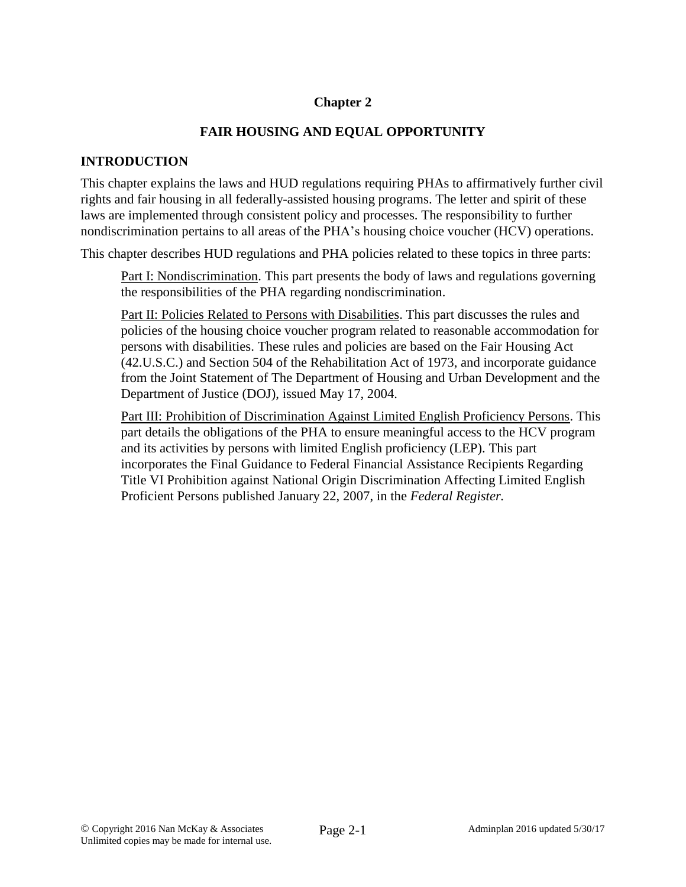# Chapter 2

## FAIR HOUSING AND EQUAL OPPORTUNITY

### INTRODUCTION

This chapter explains the laws and HUD regulations requiring PHAs to affirmatively further civil rights and fair housing in all federally-assisted housing programs. The letter and spirit of these laws are implemented through consistent policy and processes. The responsibility to further nondiscrimination pertains to all areas of the PHA's housing choice voucher (HCV) operations.

This chapter describes HUD regulations and PHA policies related to these topics in three parts:

<u>Part I: Nondiscrimination</u>. This part presents the body of laws and regulations governing the responsibilities of the PHA regarding nondiscrimination.

<u>Part II: Policies Related to Persons with Disabilities</u>. This part discusses the rules and policies of the housing choice voucher program related to reasonable accommodation for persons with disabilities. These rules and policies are based on the Fair Housing Act (42.U.S.C.) and Section 504 of the Rehabilitation Act of 1973, and incorporate guidance from the Joint Statement of The Department of Housing and Urban Development and the Department of Justice (DOJ), issued May 17, 2004.

<u>Part III: Prohibition of Discrimination Against Limited English Proficiency Persons</u>. This part details the obligations of the PHA to ensure meaningful access to the HCV program and its activities by persons with limited English proficiency (LEP). This part incorporates the Final Guidance to Federal Financial Assistance Recipients Regarding Title VI Prohibition against National Origin Discrimination Affecting Limited English Proficient Persons published January 22, 2007, in the *Federal Register.*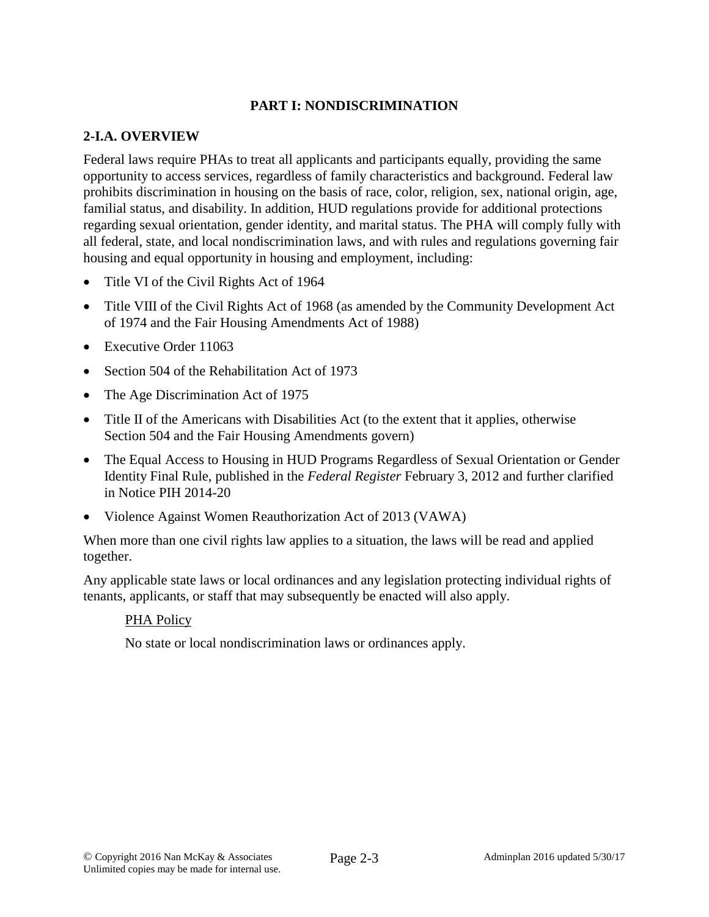# PART I: NONDISCRIMINATION

## 2-I.A. OVERVIEW

Federal laws require PHAs to treat all applicants and participants equally, providing the same opportunity to access services, regardless of family characteristics and background. Federal law prohibits discrimination in housing on the basis of race, color, religion, sex, national origin, age, familial status, and disability. In addition, HUD regulations provide for additional protections regarding sexual orientation, gender identity, and marital status. The PHA will comply fully with all federal, state, and local nondiscrimination laws, and with rules and regulations governing fair housing and equal opportunity in housing and employment, including:

- Title VI of the Civil Rights Act of 1964
- Title VIII of the Civil Rights Act of 1968 (as amended by the Community Development Act of 1974 and the Fair Housing Amendments Act of 1988)
- Executive Order 11063
- Section 504 of the Rehabilitation Act of 1973
- The Age Discrimination Act of 1975
- Title II of the Americans with Disabilities Act (to the extent that it applies, otherwise Section 504 and the Fair Housing Amendments govern)
- The Equal Access to Housing in HUD Programs Regardless of Sexual Orientation or Gender Identity Final Rule, published in the *Federal Register* February 3, 2012 and further clarified in Notice PIH 2014-20
- Violence Against Women Reauthorization Act of 2013 (VAWA)

When more than one civil rights law applies to a situation, the laws will be read and applied together.

Any applicable state laws or local ordinances and any legislation protecting individual rights of tenants, applicants, or staff that may subsequently be enacted will also apply.

> <u>PHA Policy</u>
>
> No state or local nondiscrimination laws or ordinances apply.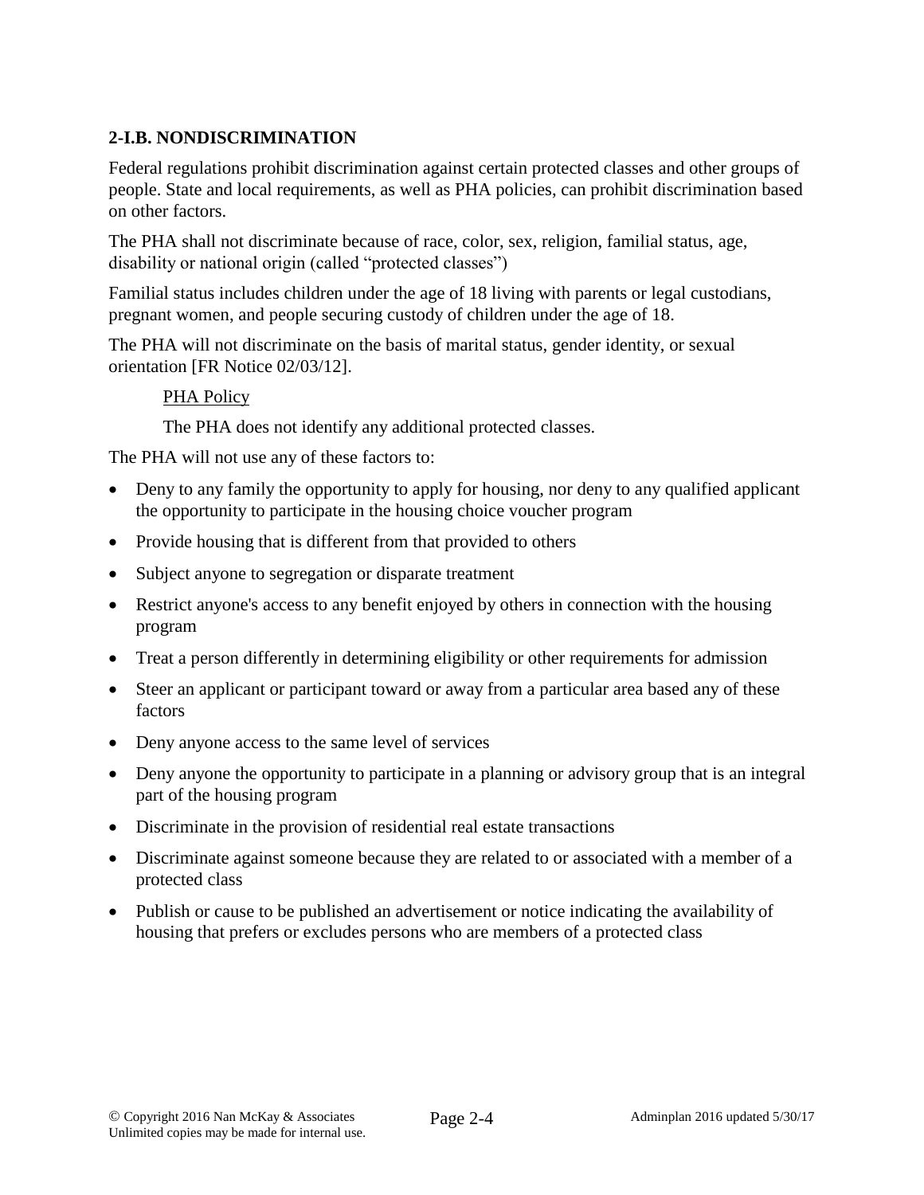### 2-I.B. NONDISCRIMINATION

Federal regulations prohibit discrimination against certain protected classes and other groups of people. State and local requirements, as well as PHA policies, can prohibit discrimination based on other factors.

The PHA shall not discriminate because of race, color, sex, religion, familial status, age, disability or national origin (called "protected classes")

Familial status includes children under the age of 18 living with parents or legal custodians, pregnant women, and people securing custody of children under the age of 18.

The PHA will not discriminate on the basis of marital status, gender identity, or sexual orientation [FR Notice 02/03/12].

> PHA Policy
>
> The PHA does not identify any additional protected classes.

The PHA will not use any of these factors to:

- Deny to any family the opportunity to apply for housing, nor deny to any qualified applicant the opportunity to participate in the housing choice voucher program
- Provide housing that is different from that provided to others
- Subject anyone to segregation or disparate treatment
- Restrict anyone's access to any benefit enjoyed by others in connection with the housing program
- Treat a person differently in determining eligibility or other requirements for admission
- Steer an applicant or participant toward or away from a particular area based any of these factors
- Deny anyone access to the same level of services
- Deny anyone the opportunity to participate in a planning or advisory group that is an integral part of the housing program
- Discriminate in the provision of residential real estate transactions
- Discriminate against someone because they are related to or associated with a member of a protected class
- Publish or cause to be published an advertisement or notice indicating the availability of housing that prefers or excludes persons who are members of a protected class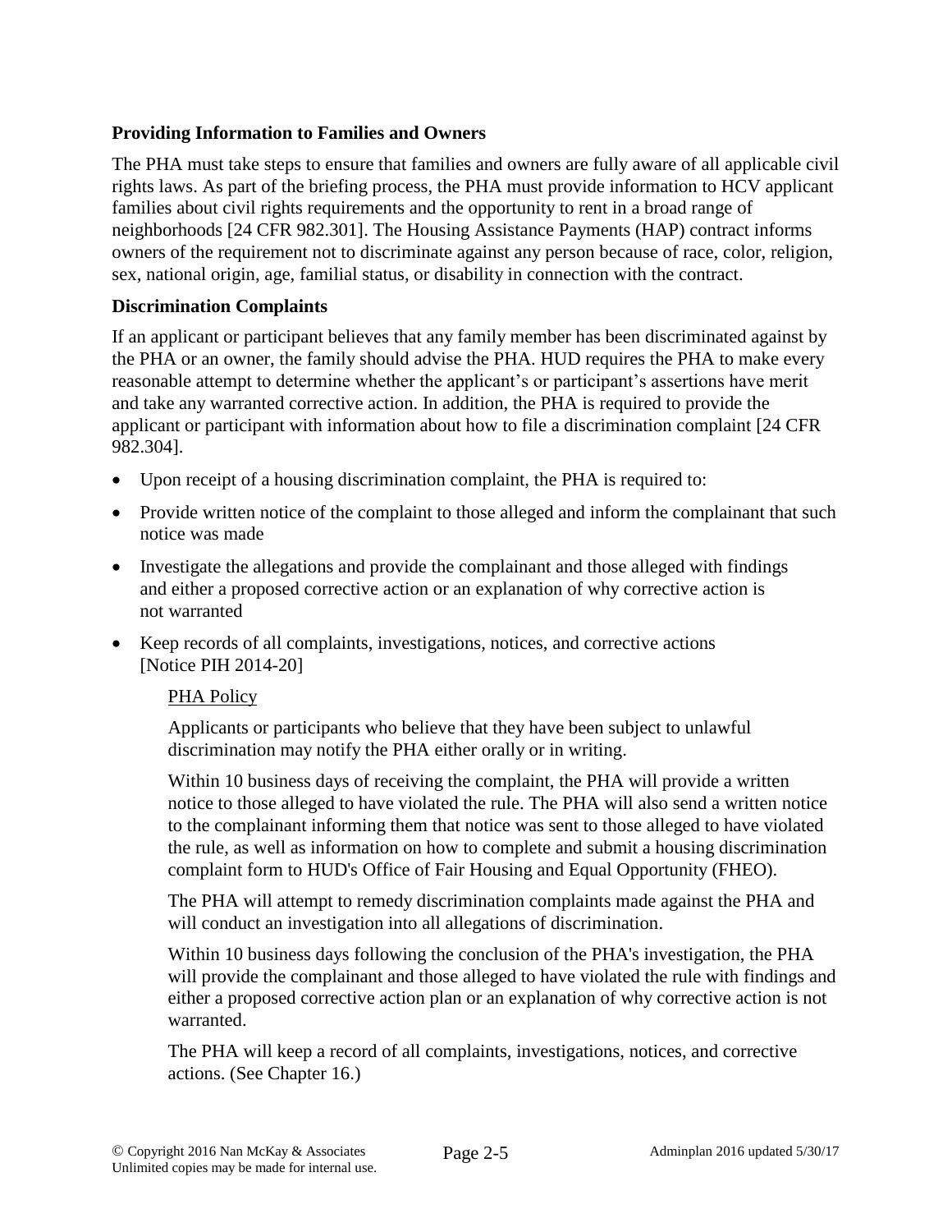### Providing Information to Families and Owners

The PHA must take steps to ensure that families and owners are fully aware of all applicable civil rights laws. As part of the briefing process, the PHA must provide information to HCV applicant families about civil rights requirements and the opportunity to rent in a broad range of neighborhoods [24 CFR 982.301]. The Housing Assistance Payments (HAP) contract informs owners of the requirement not to discriminate against any person because of race, color, religion, sex, national origin, age, familial status, or disability in connection with the contract.

### Discrimination Complaints

If an applicant or participant believes that any family member has been discriminated against by the PHA or an owner, the family should advise the PHA. HUD requires the PHA to make every reasonable attempt to determine whether the applicant's or participant's assertions have merit and take any warranted corrective action. In addition, the PHA is required to provide the applicant or participant with information about how to file a discrimination complaint [24 CFR 982.304].

- Upon receipt of a housing discrimination complaint, the PHA is required to:
- Provide written notice of the complaint to those alleged and inform the complainant that such notice was made
- Investigate the allegations and provide the complainant and those alleged with findings and either a proposed corrective action or an explanation of why corrective action is not warranted
- Keep records of all complaints, investigations, notices, and corrective actions [Notice PIH 2014-20]

PHA Policy

Applicants or participants who believe that they have been subject to unlawful discrimination may notify the PHA either orally or in writing.

Within 10 business days of receiving the complaint, the PHA will provide a written notice to those alleged to have violated the rule. The PHA will also send a written notice to the complainant informing them that notice was sent to those alleged to have violated the rule, as well as information on how to complete and submit a housing discrimination complaint form to HUD's Office of Fair Housing and Equal Opportunity (FHEO).

The PHA will attempt to remedy discrimination complaints made against the PHA and will conduct an investigation into all allegations of discrimination.

Within 10 business days following the conclusion of the PHA's investigation, the PHA will provide the complainant and those alleged to have violated the rule with findings and either a proposed corrective action plan or an explanation of why corrective action is not warranted.

The PHA will keep a record of all complaints, investigations, notices, and corrective actions. (See Chapter 16.)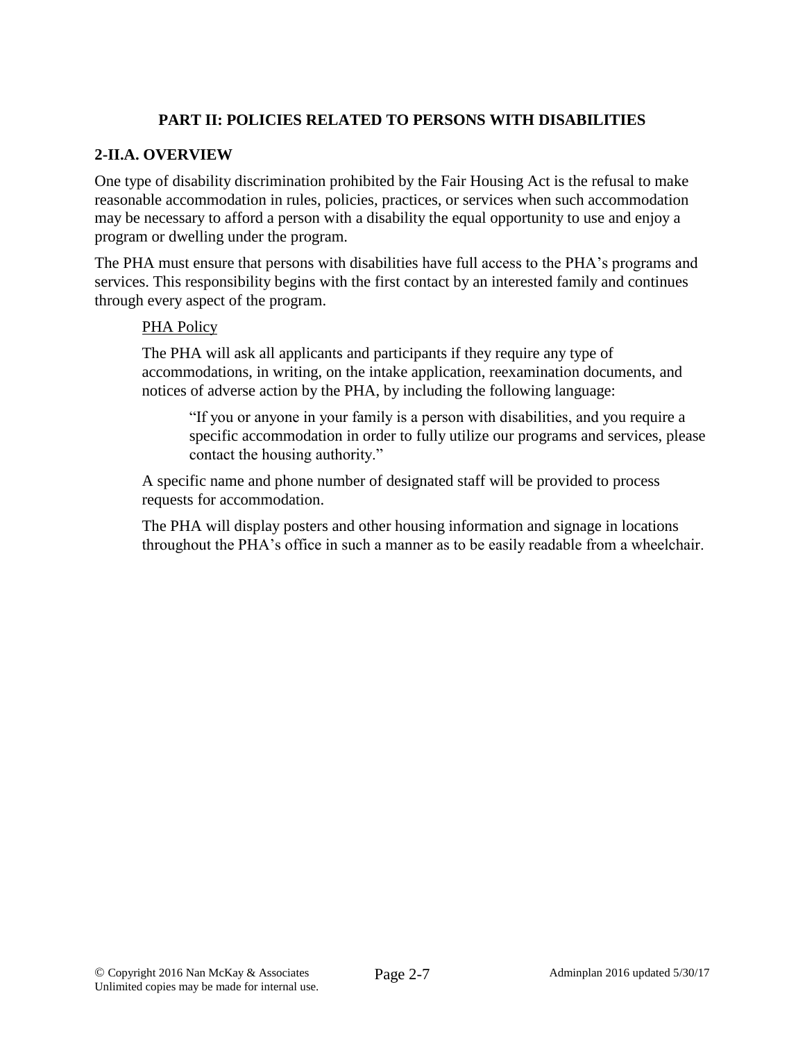## PART II: POLICIES RELATED TO PERSONS WITH DISABILITIES

### 2-II.A. OVERVIEW

One type of disability discrimination prohibited by the Fair Housing Act is the refusal to make reasonable accommodation in rules, policies, practices, or services when such accommodation may be necessary to afford a person with a disability the equal opportunity to use and enjoy a program or dwelling under the program.

The PHA must ensure that persons with disabilities have full access to the PHA's programs and services. This responsibility begins with the first contact by an interested family and continues through every aspect of the program.

<u>PHA Policy</u>

The PHA will ask all applicants and participants if they require any type of accommodations, in writing, on the intake application, reexamination documents, and notices of adverse action by the PHA, by including the following language:

> "If you or anyone in your family is a person with disabilities, and you require a specific accommodation in order to fully utilize our programs and services, please contact the housing authority."

A specific name and phone number of designated staff will be provided to process requests for accommodation.

The PHA will display posters and other housing information and signage in locations throughout the PHA's office in such a manner as to be easily readable from a wheelchair.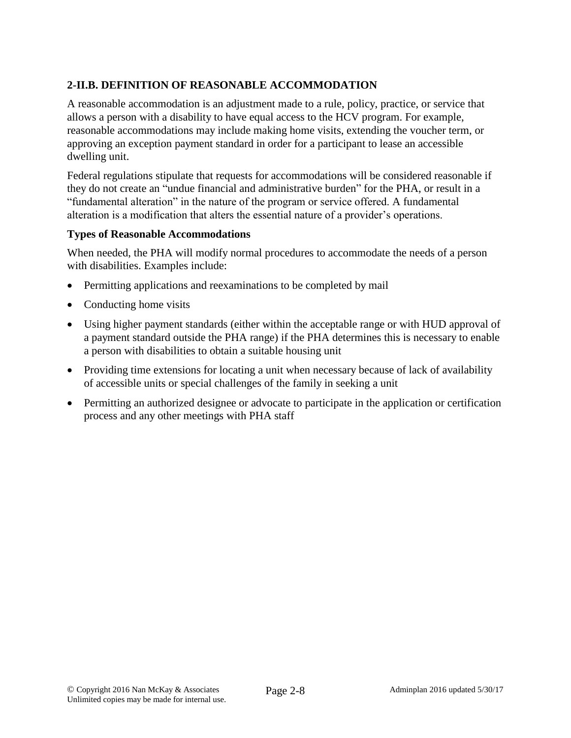## 2-II.B. DEFINITION OF REASONABLE ACCOMMODATION

A reasonable accommodation is an adjustment made to a rule, policy, practice, or service that allows a person with a disability to have equal access to the HCV program. For example, reasonable accommodations may include making home visits, extending the voucher term, or approving an exception payment standard in order for a participant to lease an accessible dwelling unit.

Federal regulations stipulate that requests for accommodations will be considered reasonable if they do not create an "undue financial and administrative burden" for the PHA, or result in a "fundamental alteration" in the nature of the program or service offered. A fundamental alteration is a modification that alters the essential nature of a provider's operations.

### Types of Reasonable Accommodations

When needed, the PHA will modify normal procedures to accommodate the needs of a person with disabilities. Examples include:

- Permitting applications and reexaminations to be completed by mail
- Conducting home visits
- Using higher payment standards (either within the acceptable range or with HUD approval of a payment standard outside the PHA range) if the PHA determines this is necessary to enable a person with disabilities to obtain a suitable housing unit
- Providing time extensions for locating a unit when necessary because of lack of availability of accessible units or special challenges of the family in seeking a unit
- Permitting an authorized designee or advocate to participate in the application or certification process and any other meetings with PHA staff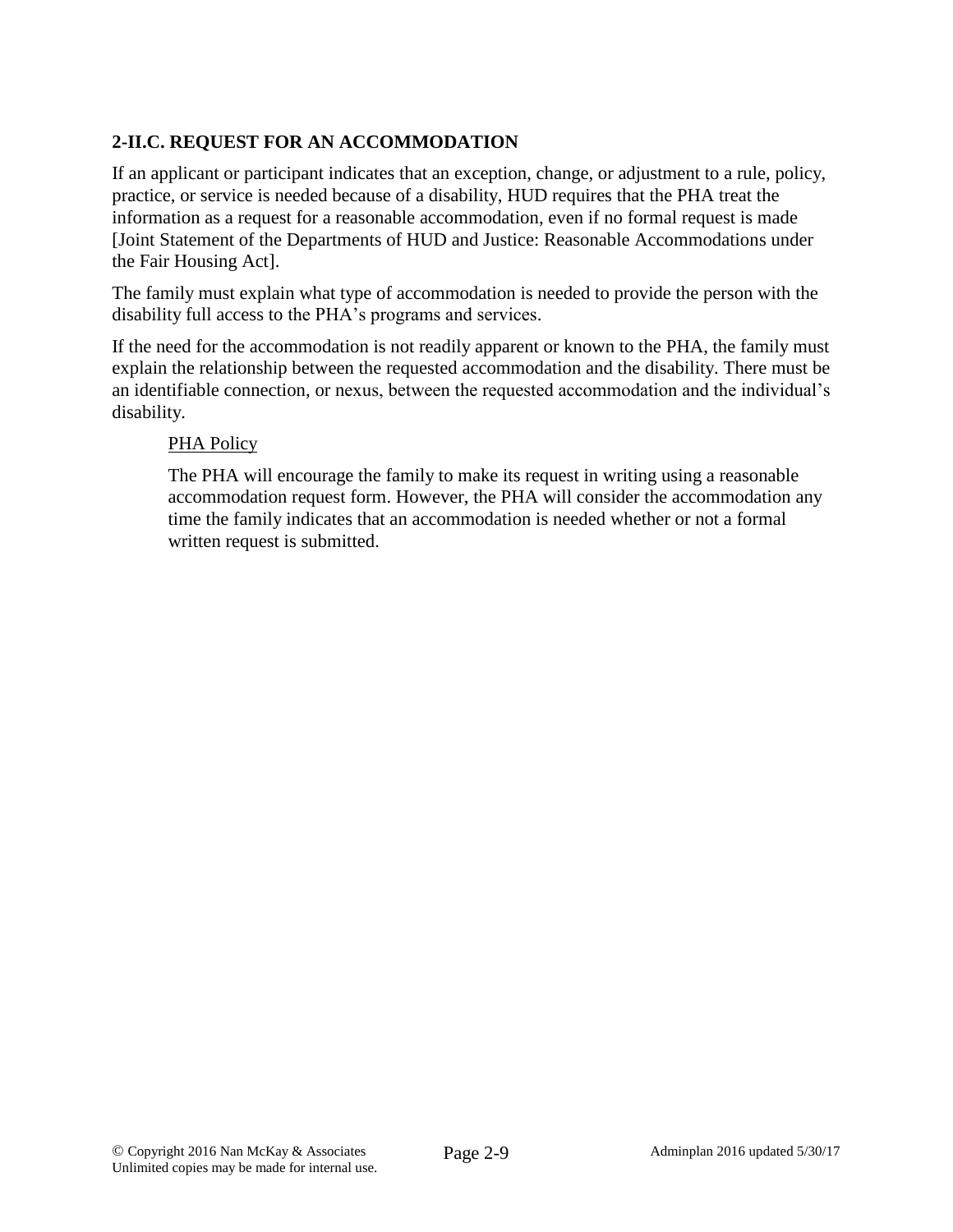### 2-II.C. REQUEST FOR AN ACCOMMODATION

If an applicant or participant indicates that an exception, change, or adjustment to a rule, policy, practice, or service is needed because of a disability, HUD requires that the PHA treat the information as a request for a reasonable accommodation, even if no formal request is made [Joint Statement of the Departments of HUD and Justice: Reasonable Accommodations under the Fair Housing Act].

The family must explain what type of accommodation is needed to provide the person with the disability full access to the PHA's programs and services.

If the need for the accommodation is not readily apparent or known to the PHA, the family must explain the relationship between the requested accommodation and the disability. There must be an identifiable connection, or nexus, between the requested accommodation and the individual's disability.

> PHA Policy
>
> The PHA will encourage the family to make its request in writing using a reasonable accommodation request form. However, the PHA will consider the accommodation any time the family indicates that an accommodation is needed whether or not a formal written request is submitted.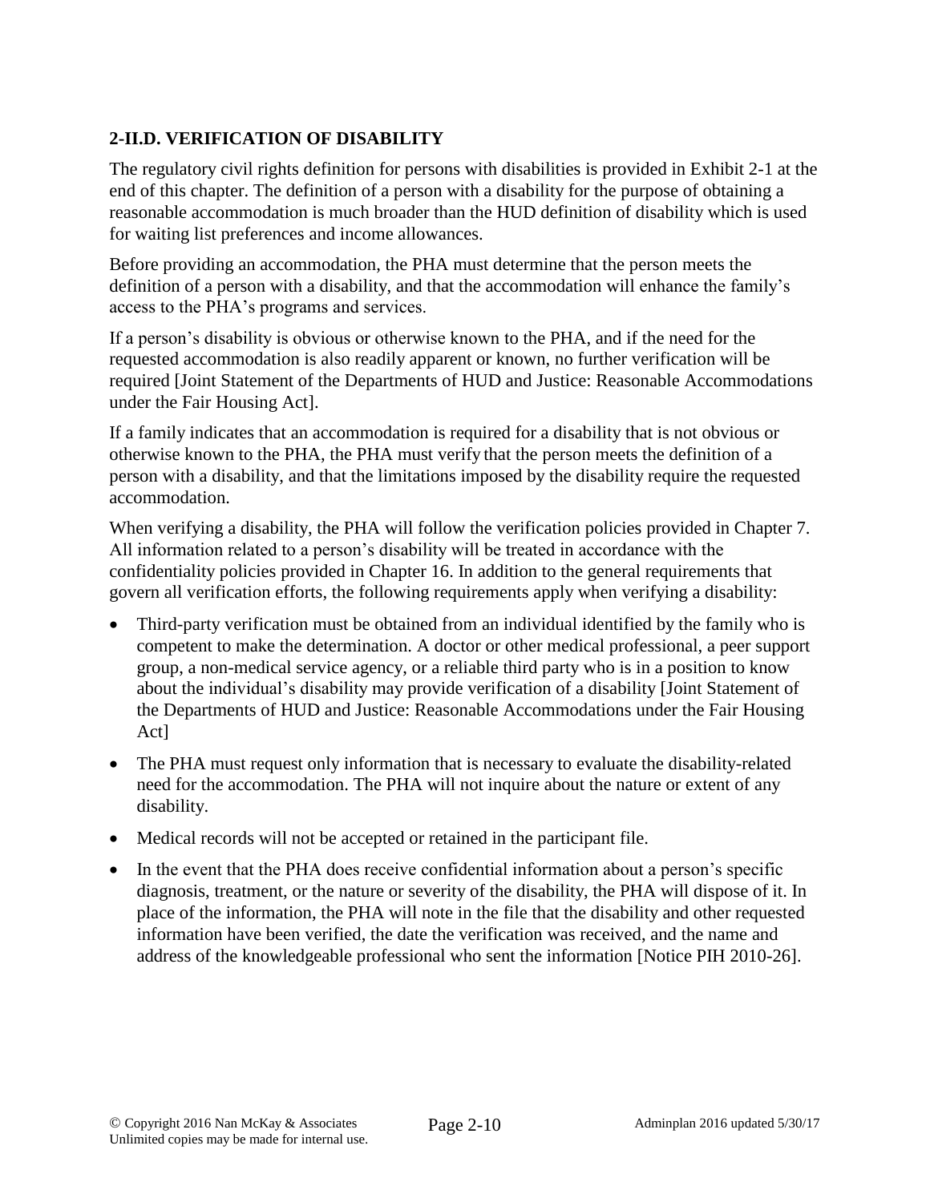### 2-II.D. VERIFICATION OF DISABILITY

The regulatory civil rights definition for persons with disabilities is provided in Exhibit 2-1 at the end of this chapter. The definition of a person with a disability for the purpose of obtaining a reasonable accommodation is much broader than the HUD definition of disability which is used for waiting list preferences and income allowances.

Before providing an accommodation, the PHA must determine that the person meets the definition of a person with a disability, and that the accommodation will enhance the family's access to the PHA's programs and services.

If a person's disability is obvious or otherwise known to the PHA, and if the need for the requested accommodation is also readily apparent or known, no further verification will be required [Joint Statement of the Departments of HUD and Justice: Reasonable Accommodations under the Fair Housing Act].

If a family indicates that an accommodation is required for a disability that is not obvious or otherwise known to the PHA, the PHA must verify that the person meets the definition of a person with a disability, and that the limitations imposed by the disability require the requested accommodation.

When verifying a disability, the PHA will follow the verification policies provided in Chapter 7. All information related to a person's disability will be treated in accordance with the confidentiality policies provided in Chapter 16. In addition to the general requirements that govern all verification efforts, the following requirements apply when verifying a disability:

- Third-party verification must be obtained from an individual identified by the family who is competent to make the determination. A doctor or other medical professional, a peer support group, a non-medical service agency, or a reliable third party who is in a position to know about the individual's disability may provide verification of a disability [Joint Statement of the Departments of HUD and Justice: Reasonable Accommodations under the Fair Housing Act]
- The PHA must request only information that is necessary to evaluate the disability-related need for the accommodation. The PHA will not inquire about the nature or extent of any disability.
- Medical records will not be accepted or retained in the participant file.
- In the event that the PHA does receive confidential information about a person's specific diagnosis, treatment, or the nature or severity of the disability, the PHA will dispose of it. In place of the information, the PHA will note in the file that the disability and other requested information have been verified, the date the verification was received, and the name and address of the knowledgeable professional who sent the information [Notice PIH 2010-26].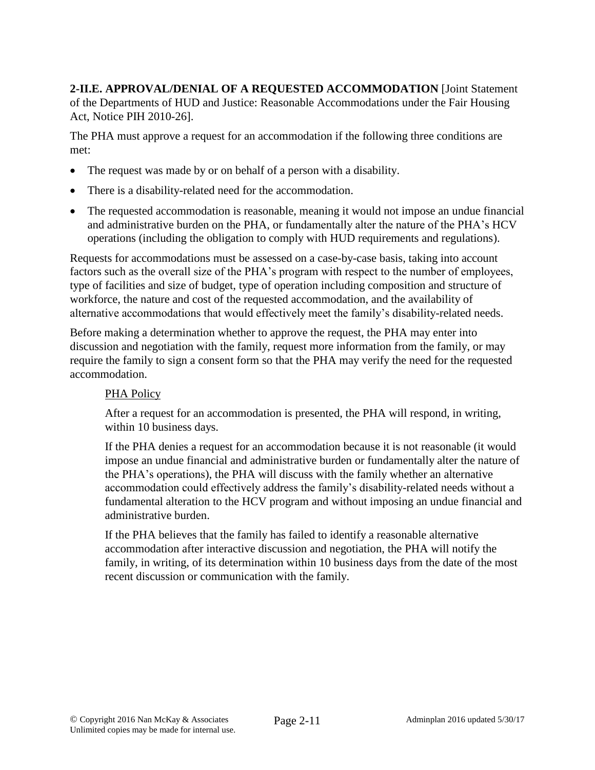**2-II.E. APPROVAL/DENIAL OF A REQUESTED ACCOMMODATION** [Joint Statement of the Departments of HUD and Justice: Reasonable Accommodations under the Fair Housing Act, Notice PIH 2010-26].

The PHA must approve a request for an accommodation if the following three conditions are met:

- The request was made by or on behalf of a person with a disability.
- There is a disability-related need for the accommodation.
- The requested accommodation is reasonable, meaning it would not impose an undue financial and administrative burden on the PHA, or fundamentally alter the nature of the PHA's HCV operations (including the obligation to comply with HUD requirements and regulations).

Requests for accommodations must be assessed on a case-by-case basis, taking into account factors such as the overall size of the PHA's program with respect to the number of employees, type of facilities and size of budget, type of operation including composition and structure of workforce, the nature and cost of the requested accommodation, and the availability of alternative accommodations that would effectively meet the family's disability-related needs.

Before making a determination whether to approve the request, the PHA may enter into discussion and negotiation with the family, request more information from the family, or may require the family to sign a consent form so that the PHA may verify the need for the requested accommodation.

PHA Policy

After a request for an accommodation is presented, the PHA will respond, in writing, within 10 business days.

If the PHA denies a request for an accommodation because it is not reasonable (it would impose an undue financial and administrative burden or fundamentally alter the nature of the PHA's operations), the PHA will discuss with the family whether an alternative accommodation could effectively address the family's disability-related needs without a fundamental alteration to the HCV program and without imposing an undue financial and administrative burden.

If the PHA believes that the family has failed to identify a reasonable alternative accommodation after interactive discussion and negotiation, the PHA will notify the family, in writing, of its determination within 10 business days from the date of the most recent discussion or communication with the family.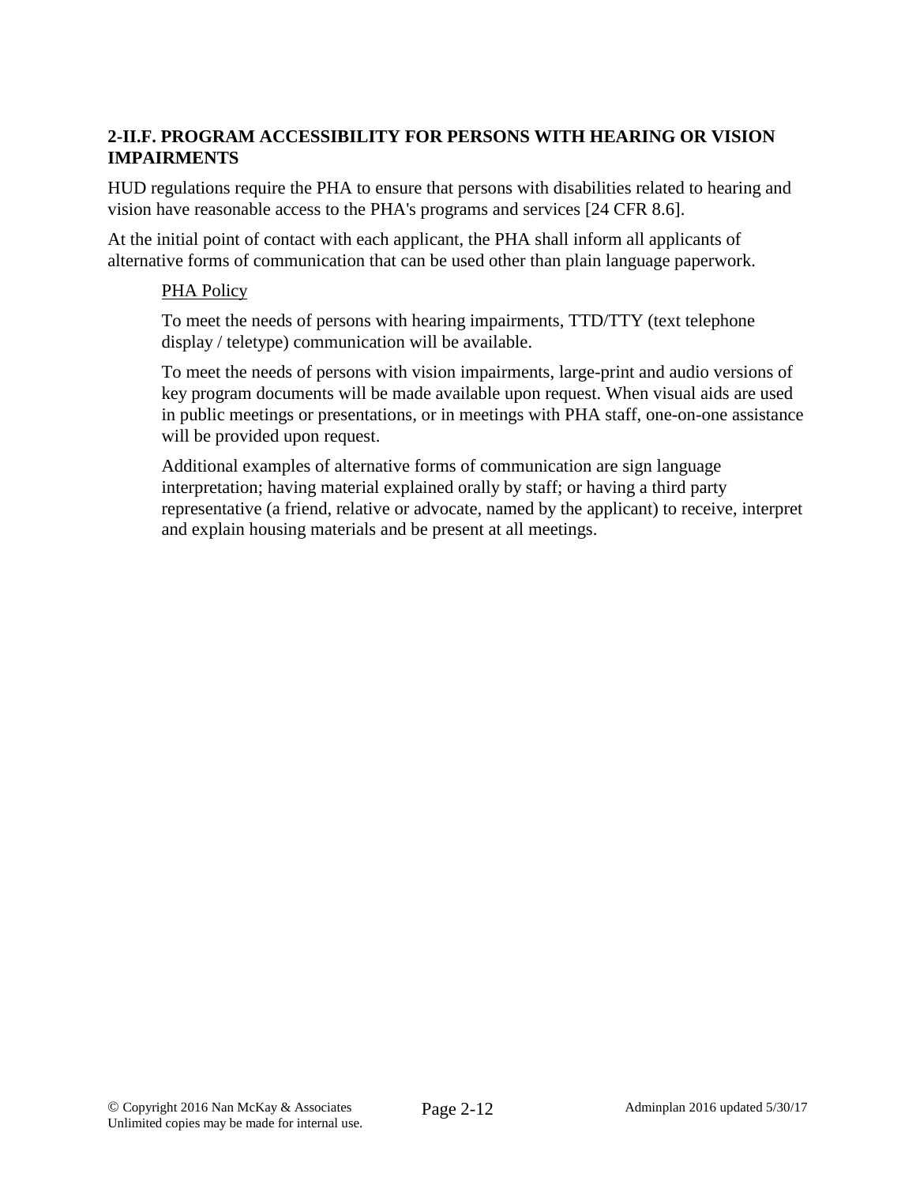### 2-II.F. PROGRAM ACCESSIBILITY FOR PERSONS WITH HEARING OR VISION IMPAIRMENTS

HUD regulations require the PHA to ensure that persons with disabilities related to hearing and vision have reasonable access to the PHA's programs and services [24 CFR 8.6].

At the initial point of contact with each applicant, the PHA shall inform all applicants of alternative forms of communication that can be used other than plain language paperwork.

> PHA Policy
>
> To meet the needs of persons with hearing impairments, TTD/TTY (text telephone display / teletype) communication will be available.
>
> To meet the needs of persons with vision impairments, large-print and audio versions of key program documents will be made available upon request. When visual aids are used in public meetings or presentations, or in meetings with PHA staff, one-on-one assistance will be provided upon request.
>
> Additional examples of alternative forms of communication are sign language interpretation; having material explained orally by staff; or having a third party representative (a friend, relative or advocate, named by the applicant) to receive, interpret and explain housing materials and be present at all meetings.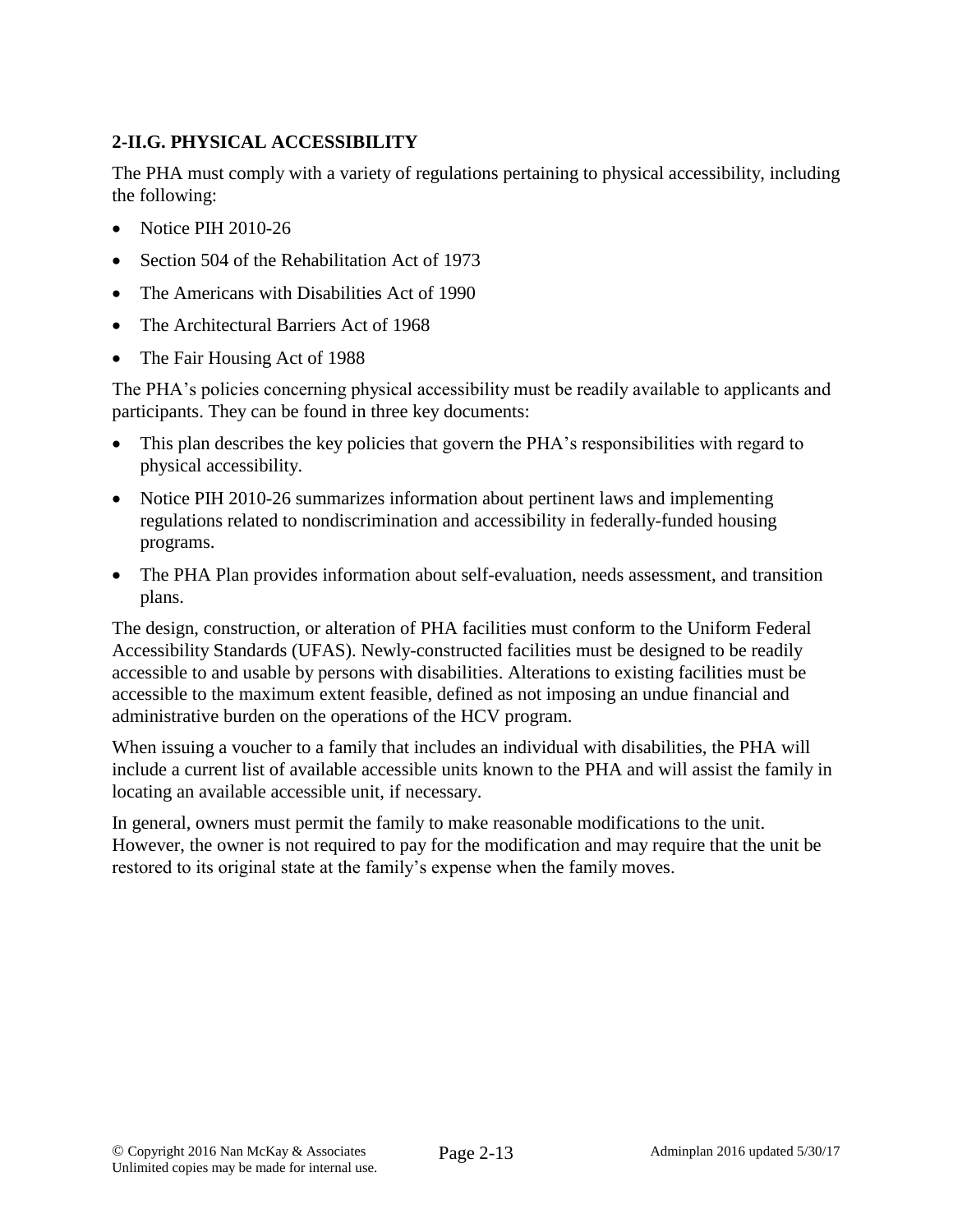### 2-II.G. PHYSICAL ACCESSIBILITY

The PHA must comply with a variety of regulations pertaining to physical accessibility, including the following:

- Notice PIH 2010-26
- Section 504 of the Rehabilitation Act of 1973
- The Americans with Disabilities Act of 1990
- The Architectural Barriers Act of 1968
- The Fair Housing Act of 1988

The PHA's policies concerning physical accessibility must be readily available to applicants and participants. They can be found in three key documents:

- This plan describes the key policies that govern the PHA's responsibilities with regard to physical accessibility.
- Notice PIH 2010-26 summarizes information about pertinent laws and implementing regulations related to nondiscrimination and accessibility in federally-funded housing programs.
- The PHA Plan provides information about self-evaluation, needs assessment, and transition plans.

The design, construction, or alteration of PHA facilities must conform to the Uniform Federal Accessibility Standards (UFAS). Newly-constructed facilities must be designed to be readily accessible to and usable by persons with disabilities. Alterations to existing facilities must be accessible to the maximum extent feasible, defined as not imposing an undue financial and administrative burden on the operations of the HCV program.

When issuing a voucher to a family that includes an individual with disabilities, the PHA will include a current list of available accessible units known to the PHA and will assist the family in locating an available accessible unit, if necessary.

In general, owners must permit the family to make reasonable modifications to the unit. However, the owner is not required to pay for the modification and may require that the unit be restored to its original state at the family's expense when the family moves.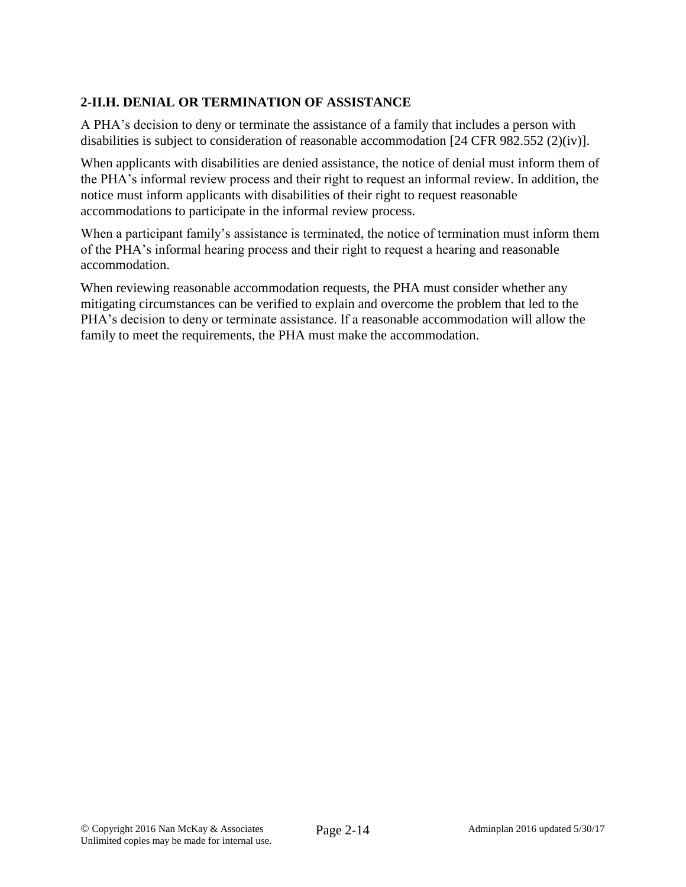## 2-II.H. DENIAL OR TERMINATION OF ASSISTANCE

A PHA's decision to deny or terminate the assistance of a family that includes a person with disabilities is subject to consideration of reasonable accommodation [24 CFR 982.552 (2)(iv)].

When applicants with disabilities are denied assistance, the notice of denial must inform them of the PHA's informal review process and their right to request an informal review. In addition, the notice must inform applicants with disabilities of their right to request reasonable accommodations to participate in the informal review process.

When a participant family's assistance is terminated, the notice of termination must inform them of the PHA's informal hearing process and their right to request a hearing and reasonable accommodation.

When reviewing reasonable accommodation requests, the PHA must consider whether any mitigating circumstances can be verified to explain and overcome the problem that led to the PHA's decision to deny or terminate assistance. If a reasonable accommodation will allow the family to meet the requirements, the PHA must make the accommodation.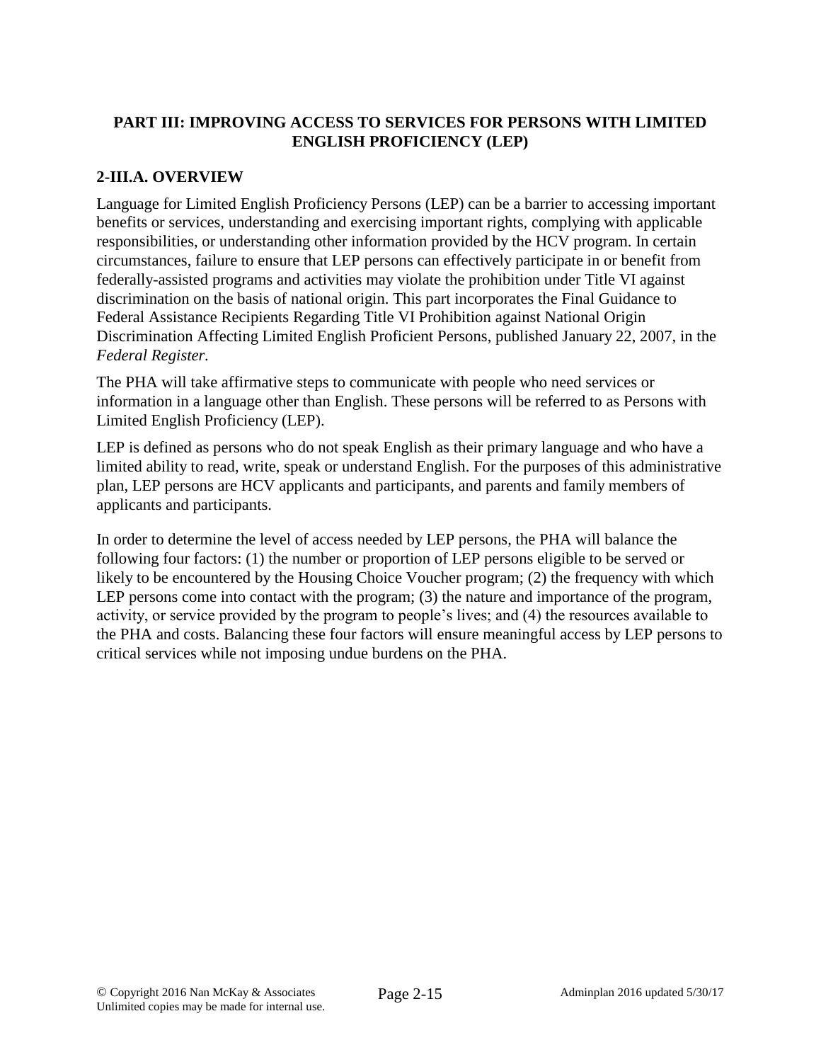## PART III: IMPROVING ACCESS TO SERVICES FOR PERSONS WITH LIMITED ENGLISH PROFICIENCY (LEP)

### 2-III.A. OVERVIEW

Language for Limited English Proficiency Persons (LEP) can be a barrier to accessing important benefits or services, understanding and exercising important rights, complying with applicable responsibilities, or understanding other information provided by the HCV program. In certain circumstances, failure to ensure that LEP persons can effectively participate in or benefit from federally-assisted programs and activities may violate the prohibition under Title VI against discrimination on the basis of national origin. This part incorporates the Final Guidance to Federal Assistance Recipients Regarding Title VI Prohibition against National Origin Discrimination Affecting Limited English Proficient Persons, published January 22, 2007, in the *Federal Register*.

The PHA will take affirmative steps to communicate with people who need services or information in a language other than English. These persons will be referred to as Persons with Limited English Proficiency (LEP).

LEP is defined as persons who do not speak English as their primary language and who have a limited ability to read, write, speak or understand English. For the purposes of this administrative plan, LEP persons are HCV applicants and participants, and parents and family members of applicants and participants.

In order to determine the level of access needed by LEP persons, the PHA will balance the following four factors: (1) the number or proportion of LEP persons eligible to be served or likely to be encountered by the Housing Choice Voucher program; (2) the frequency with which LEP persons come into contact with the program; (3) the nature and importance of the program, activity, or service provided by the program to people's lives; and (4) the resources available to the PHA and costs. Balancing these four factors will ensure meaningful access by LEP persons to critical services while not imposing undue burdens on the PHA.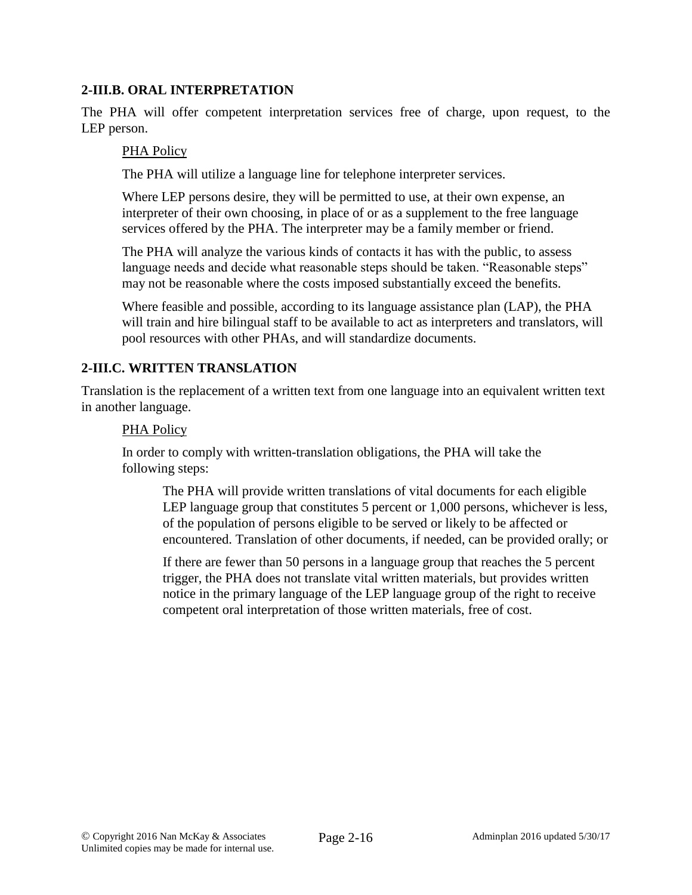## 2-III.B. ORAL INTERPRETATION

The PHA will offer competent interpretation services free of charge, upon request, to the LEP person.

PHA Policy

The PHA will utilize a language line for telephone interpreter services.

Where LEP persons desire, they will be permitted to use, at their own expense, an interpreter of their own choosing, in place of or as a supplement to the free language services offered by the PHA. The interpreter may be a family member or friend.

The PHA will analyze the various kinds of contacts it has with the public, to assess language needs and decide what reasonable steps should be taken. "Reasonable steps" may not be reasonable where the costs imposed substantially exceed the benefits.

Where feasible and possible, according to its language assistance plan (LAP), the PHA will train and hire bilingual staff to be available to act as interpreters and translators, will pool resources with other PHAs, and will standardize documents.

## 2-III.C. WRITTEN TRANSLATION

Translation is the replacement of a written text from one language into an equivalent written text in another language.

PHA Policy

In order to comply with written-translation obligations, the PHA will take the following steps:

The PHA will provide written translations of vital documents for each eligible LEP language group that constitutes 5 percent or 1,000 persons, whichever is less, of the population of persons eligible to be served or likely to be affected or encountered. Translation of other documents, if needed, can be provided orally; or

If there are fewer than 50 persons in a language group that reaches the 5 percent trigger, the PHA does not translate vital written materials, but provides written notice in the primary language of the LEP language group of the right to receive competent oral interpretation of those written materials, free of cost.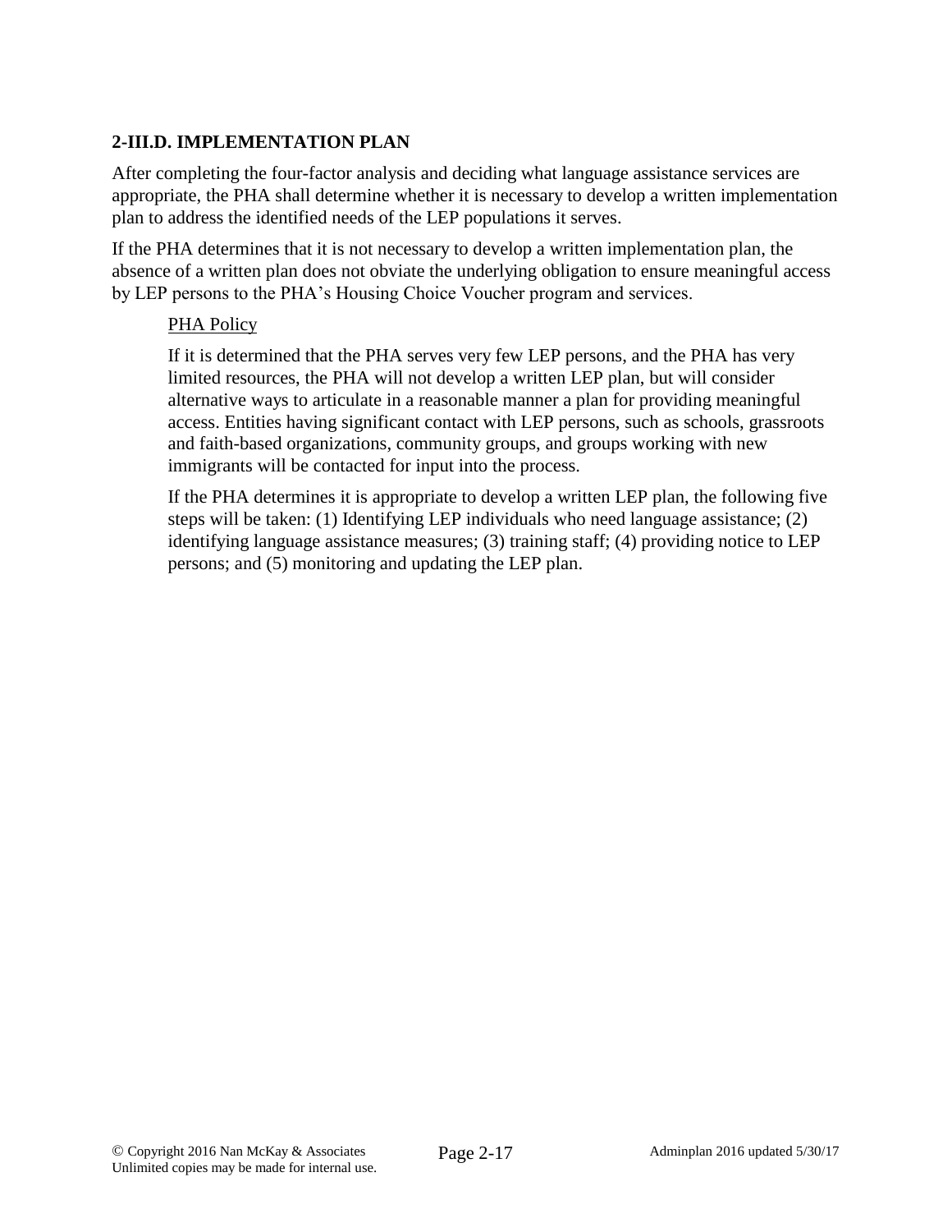## 2-III.D. IMPLEMENTATION PLAN

After completing the four-factor analysis and deciding what language assistance services are appropriate, the PHA shall determine whether it is necessary to develop a written implementation plan to address the identified needs of the LEP populations it serves.

If the PHA determines that it is not necessary to develop a written implementation plan, the absence of a written plan does not obviate the underlying obligation to ensure meaningful access by LEP persons to the PHA's Housing Choice Voucher program and services.

<u>PHA Policy</u>

If it is determined that the PHA serves very few LEP persons, and the PHA has very limited resources, the PHA will not develop a written LEP plan, but will consider alternative ways to articulate in a reasonable manner a plan for providing meaningful access. Entities having significant contact with LEP persons, such as schools, grassroots and faith-based organizations, community groups, and groups working with new immigrants will be contacted for input into the process.

If the PHA determines it is appropriate to develop a written LEP plan, the following five steps will be taken: (1) Identifying LEP individuals who need language assistance; (2) identifying language assistance measures; (3) training staff; (4) providing notice to LEP persons; and (5) monitoring and updating the LEP plan.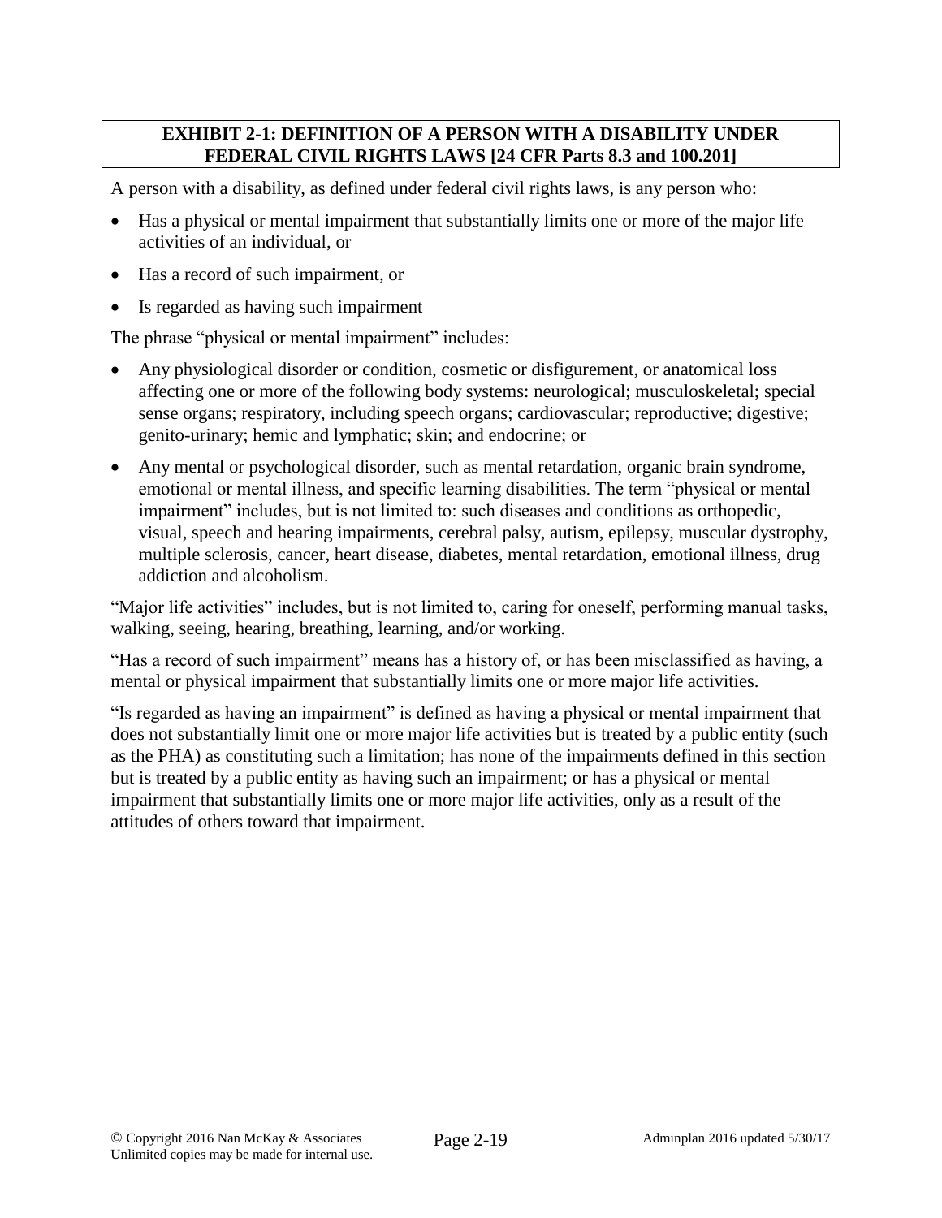## EXHIBIT 2-1: DEFINITION OF A PERSON WITH A DISABILITY UNDER FEDERAL CIVIL RIGHTS LAWS [24 CFR Parts 8.3 and 100.201]

A person with a disability, as defined under federal civil rights laws, is any person who:

- Has a physical or mental impairment that substantially limits one or more of the major life activities of an individual, or
- Has a record of such impairment, or
- Is regarded as having such impairment

The phrase "physical or mental impairment" includes:

- Any physiological disorder or condition, cosmetic or disfigurement, or anatomical loss affecting one or more of the following body systems: neurological; musculoskeletal; special sense organs; respiratory, including speech organs; cardiovascular; reproductive; digestive; genito-urinary; hemic and lymphatic; skin; and endocrine; or
- Any mental or psychological disorder, such as mental retardation, organic brain syndrome, emotional or mental illness, and specific learning disabilities. The term "physical or mental impairment" includes, but is not limited to: such diseases and conditions as orthopedic, visual, speech and hearing impairments, cerebral palsy, autism, epilepsy, muscular dystrophy, multiple sclerosis, cancer, heart disease, diabetes, mental retardation, emotional illness, drug addiction and alcoholism.

"Major life activities" includes, but is not limited to, caring for oneself, performing manual tasks, walking, seeing, hearing, breathing, learning, and/or working.

"Has a record of such impairment" means has a history of, or has been misclassified as having, a mental or physical impairment that substantially limits one or more major life activities.

"Is regarded as having an impairment" is defined as having a physical or mental impairment that does not substantially limit one or more major life activities but is treated by a public entity (such as the PHA) as constituting such a limitation; has none of the impairments defined in this section but is treated by a public entity as having such an impairment; or has a physical or mental impairment that substantially limits one or more major life activities, only as a result of the attitudes of others toward that impairment.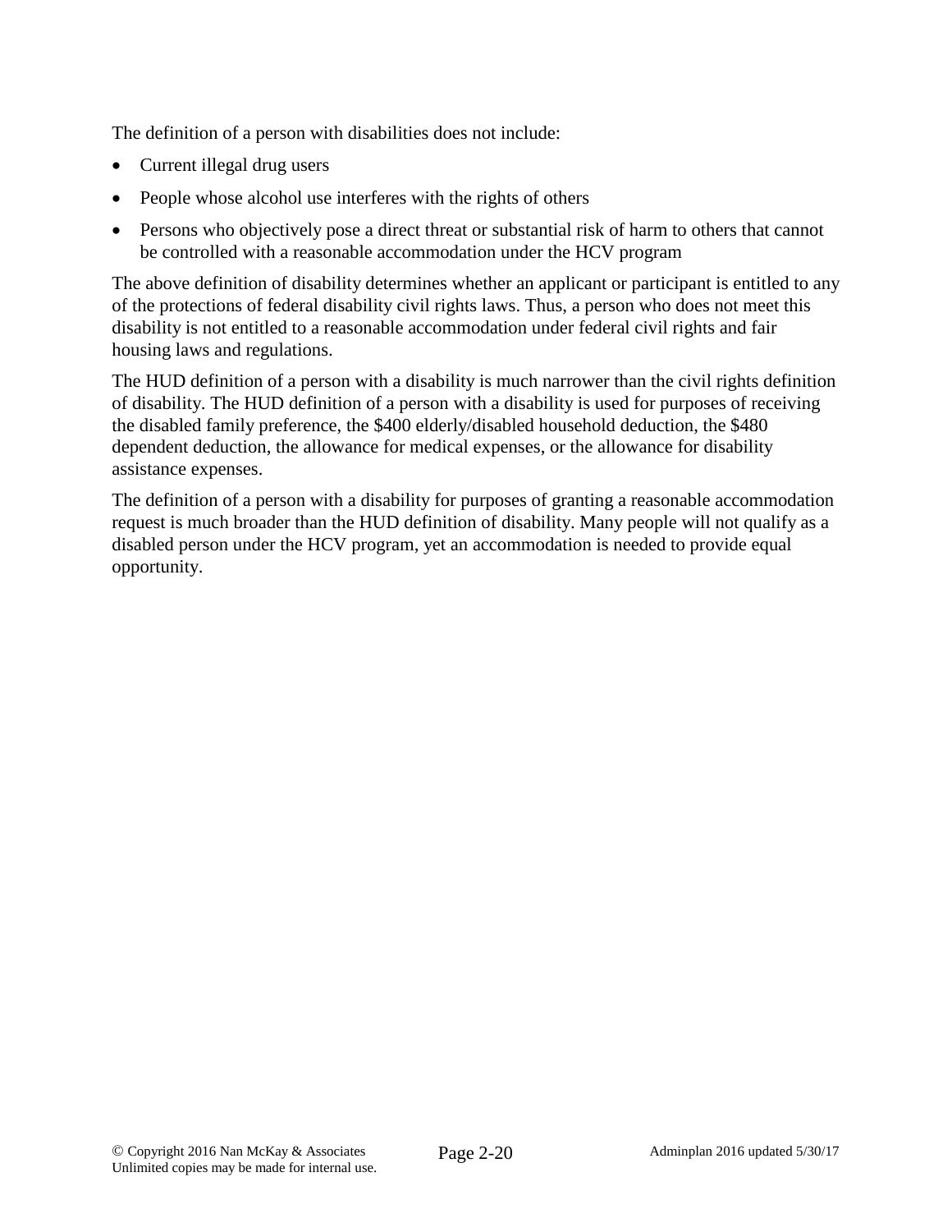The definition of a person with disabilities does not include:

- Current illegal drug users
- People whose alcohol use interferes with the rights of others
- Persons who objectively pose a direct threat or substantial risk of harm to others that cannot be controlled with a reasonable accommodation under the HCV program

The above definition of disability determines whether an applicant or participant is entitled to any of the protections of federal disability civil rights laws. Thus, a person who does not meet this disability is not entitled to a reasonable accommodation under federal civil rights and fair housing laws and regulations.

The HUD definition of a person with a disability is much narrower than the civil rights definition of disability. The HUD definition of a person with a disability is used for purposes of receiving the disabled family preference, the $400 elderly/disabled household deduction, the $480 dependent deduction, the allowance for medical expenses, or the allowance for disability assistance expenses.

The definition of a person with a disability for purposes of granting a reasonable accommodation request is much broader than the HUD definition of disability. Many people will not qualify as a disabled person under the HCV program, yet an accommodation is needed to provide equal opportunity.